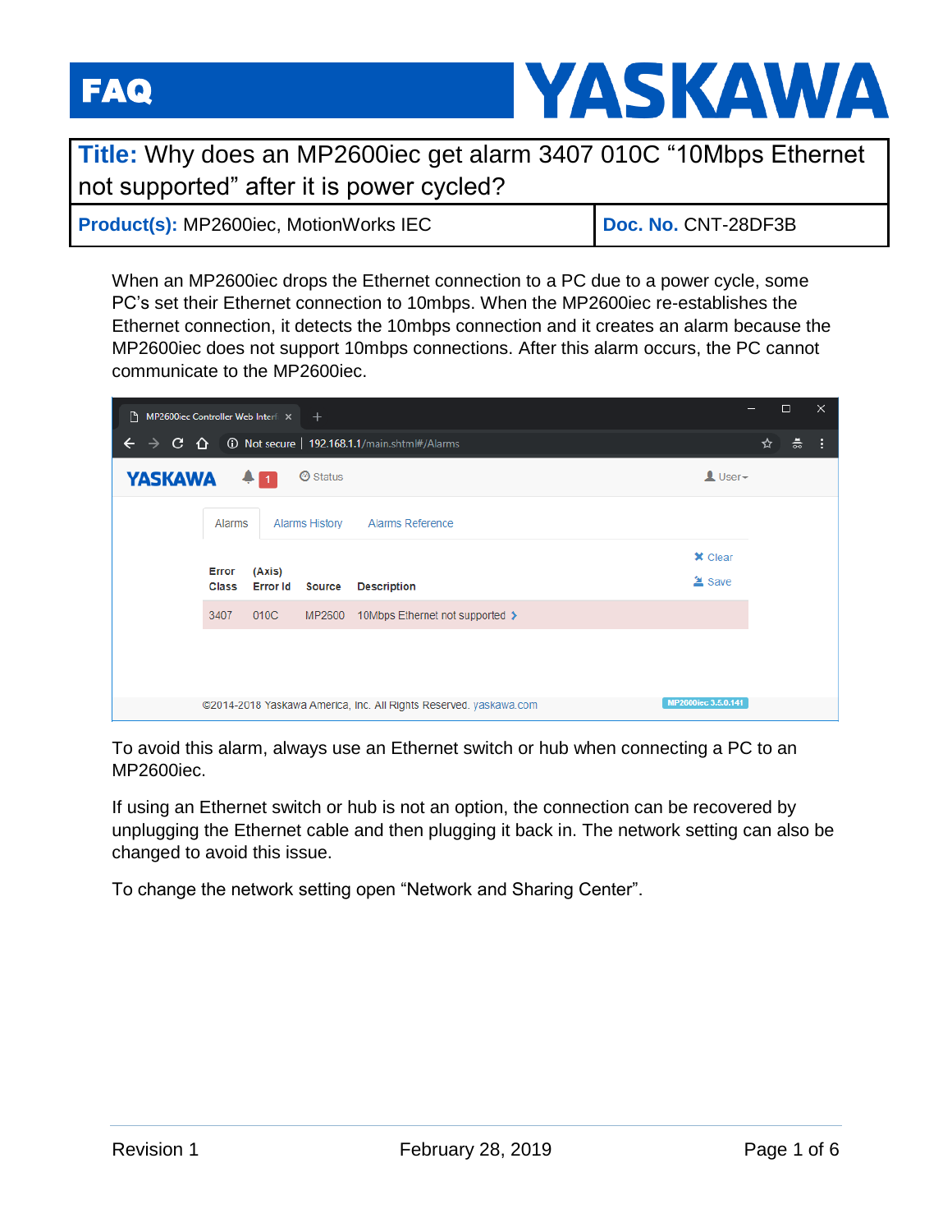# FAQ

**YASKAWA**

| **Title:** Why does an MP2600iec get alarm 3407 010C "10Mbps Ethernet not supported" after it is power cycled? | |
|---|---|
| **Product(s):** MP2600iec, MotionWorks IEC | **Doc. No.** CNT-28DF3B |

When an MP2600iec drops the Ethernet connection to a PC due to a power cycle, some PC's set their Ethernet connection to 10mbps. When the MP2600iec re-establishes the Ethernet connection, it detects the 10mbps connection and it creates an alarm because the MP2600iec does not support 10mbps connections. After this alarm occurs, the PC cannot communicate to the MP2600iec.

To avoid this alarm, always use an Ethernet switch or hub when connecting a PC to an MP2600iec.

If using an Ethernet switch or hub is not an option, the connection can be recovered by unplugging the Ethernet cable and then plugging it back in. The network setting can also be changed to avoid this issue.

To change the network setting open "Network and Sharing Center".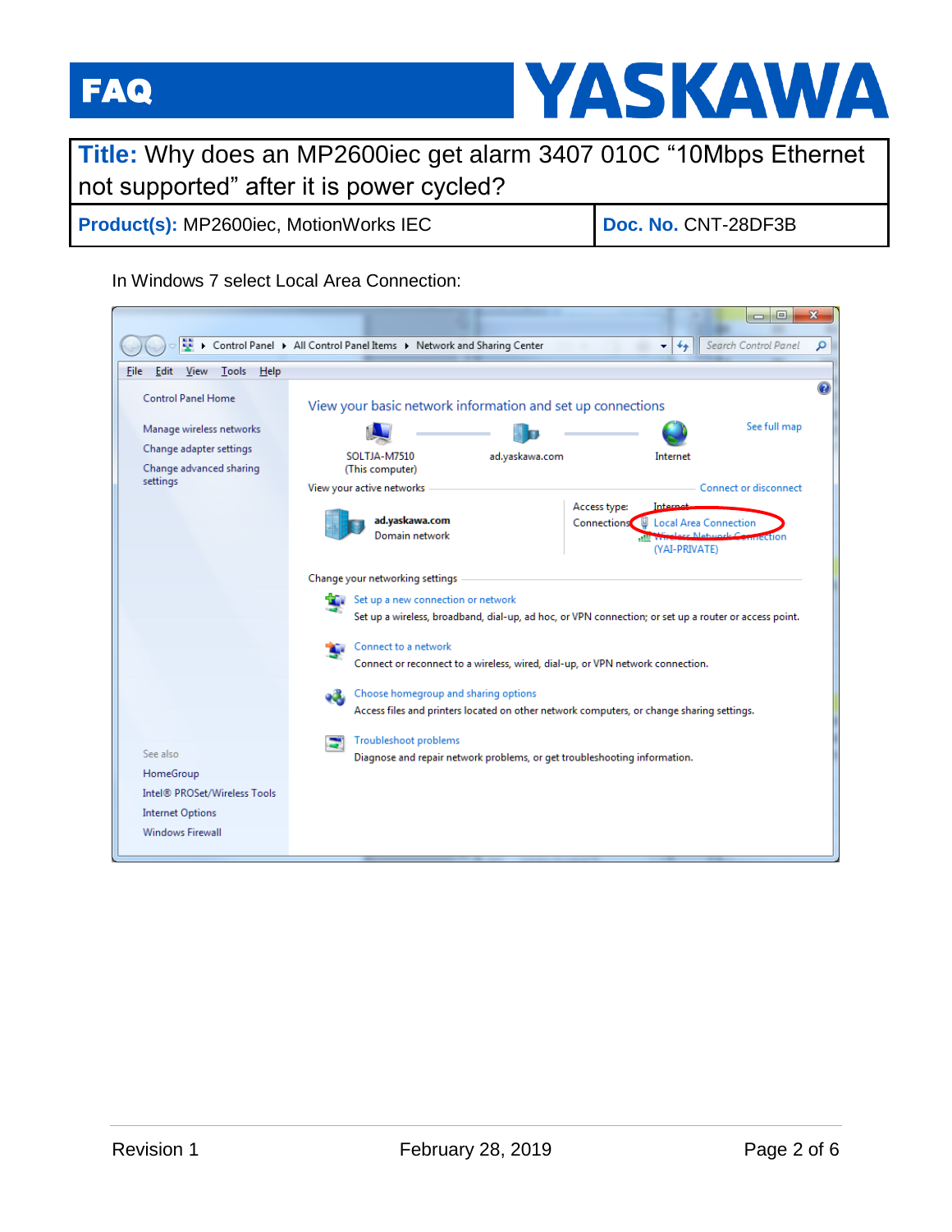In Windows 7 select Local Area Connection: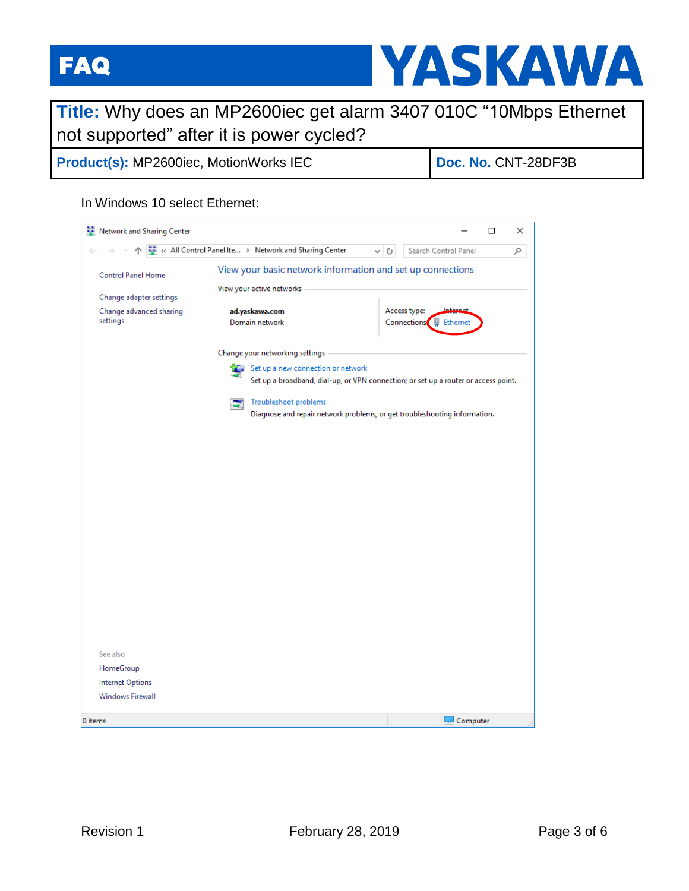In Windows 10 select Ethernet:

Network and Sharing Center

All Control Panel Ite... › Network and Sharing Center

Search Control Panel

Control Panel Home

Change adapter settings

Change advanced sharing settings

View your basic network information and set up connections

View your active networks

ad.yaskawa.com
Domain network

Access type: Internet
Connections: Ethernet

Change your networking settings

Set up a new connection or network
Set up a broadband, dial-up, or VPN connection; or set up a router or access point.

Troubleshoot problems
Diagnose and repair network problems, or get troubleshooting information.

See also

HomeGroup

Internet Options

Windows Firewall

0 items

Computer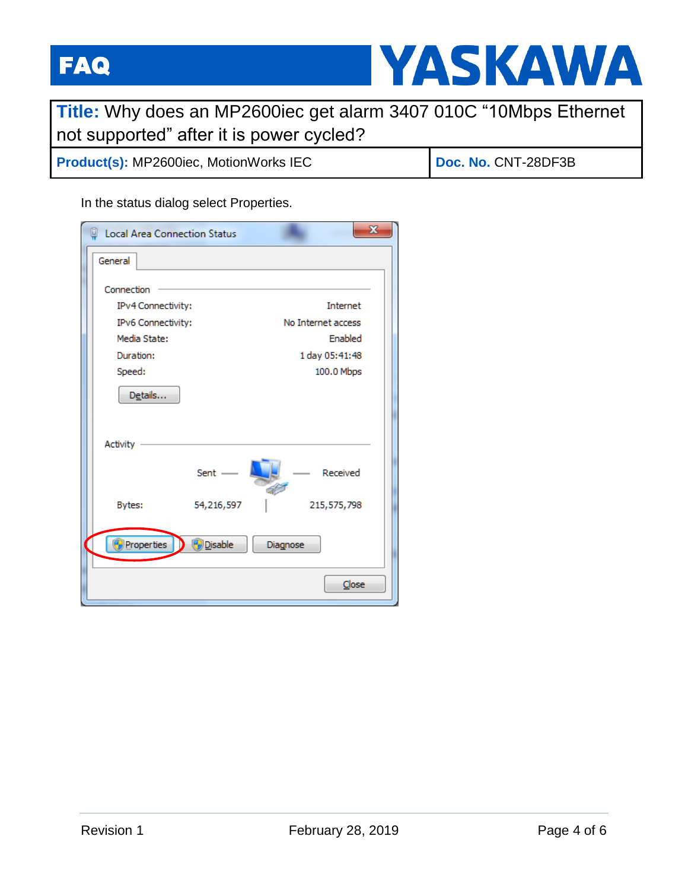In the status dialog select Properties.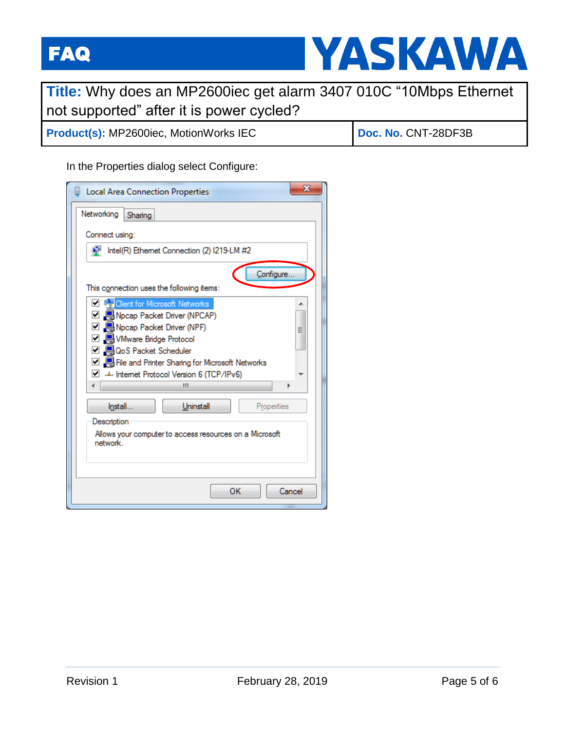In the Properties dialog select Configure: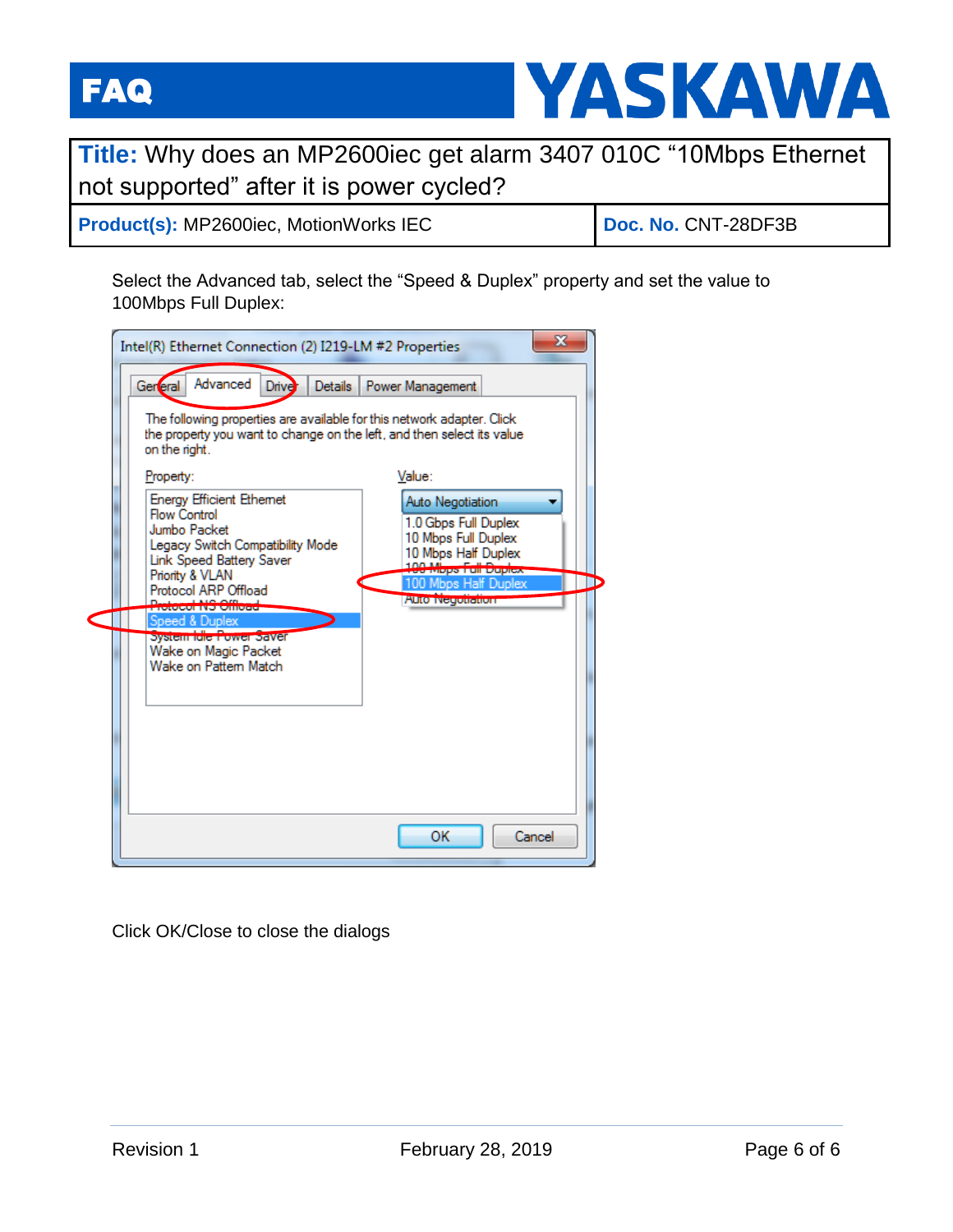Select the Advanced tab, select the “Speed & Duplex” property and set the value to 100Mbps Full Duplex:

Click OK/Close to close the dialogs